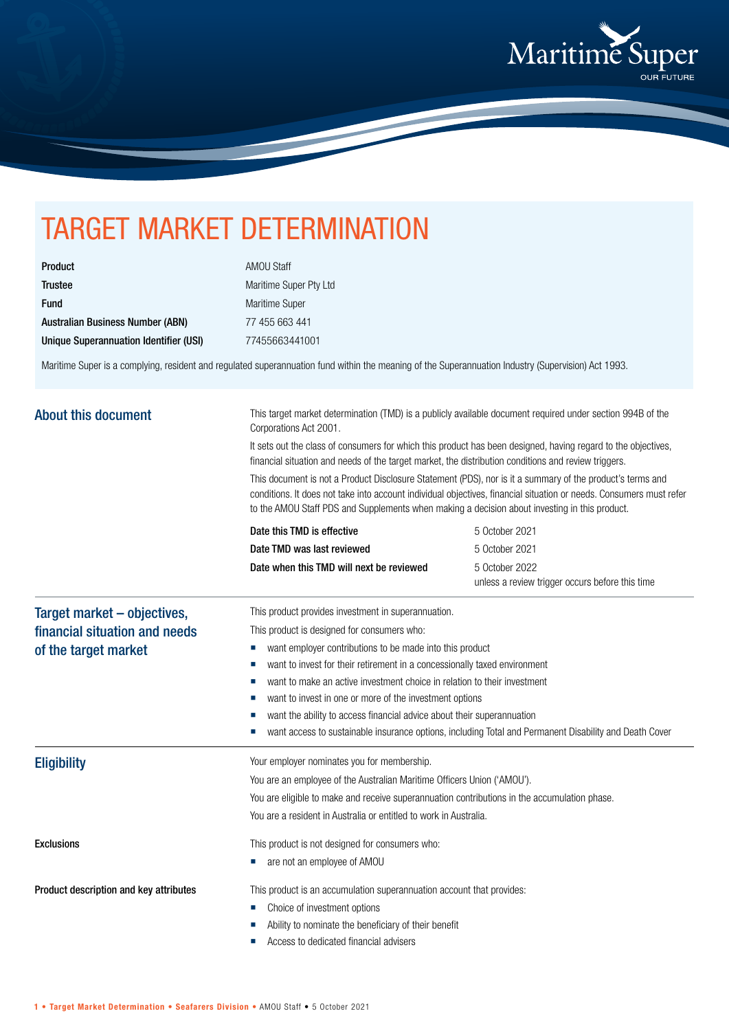# TARGET MARKET DETERMINATION

| | |
|---|---|
| **Product** | AMOU Staff |
| **Trustee** | Maritime Super Pty Ltd |
| **Fund** | Maritime Super |
| **Australian Business Number (ABN)** | 77 455 663 441 |
| **Unique Superannuation Identifier (USI)** | 77455663441001 |

Maritime Super is a complying, resident and regulated superannuation fund within the meaning of the Superannuation Industry (Supervision) Act 1993.

## About this document

This target market determination (TMD) is a publicly available document required under section 994B of the Corporations Act 2001.

It sets out the class of consumers for which this product has been designed, having regard to the objectives, financial situation and needs of the target market, the distribution conditions and review triggers.

This document is not a Product Disclosure Statement (PDS), nor is it a summary of the product's terms and conditions. It does not take into account individual objectives, financial situation or needs. Consumers must refer to the AMOU Staff PDS and Supplements when making a decision about investing in this product.

| | |
|---|---|
| **Date this TMD is effective** | 5 October 2021 |
| **Date TMD was last reviewed** | 5 October 2021 |
| **Date when this TMD will next be reviewed** | 5 October 2022 unless a review trigger occurs before this time |

## Target market – objectives, financial situation and needs of the target market

This product provides investment in superannuation.

This product is designed for consumers who:

- want employer contributions to be made into this product
- want to invest for their retirement in a concessionally taxed environment
- want to make an active investment choice in relation to their investment
- want to invest in one or more of the investment options
- want the ability to access financial advice about their superannuation
- want access to sustainable insurance options, including Total and Permanent Disability and Death Cover

## Eligibility

Your employer nominates you for membership.

You are an employee of the Australian Maritime Officers Union ('AMOU').

You are eligible to make and receive superannuation contributions in the accumulation phase.

You are a resident in Australia or entitled to work in Australia.

### Exclusions

This product is not designed for consumers who:

- are not an employee of AMOU

### Product description and key attributes

This product is an accumulation superannuation account that provides:

- Choice of investment options
- Ability to nominate the beneficiary of their benefit
- Access to dedicated financial advisers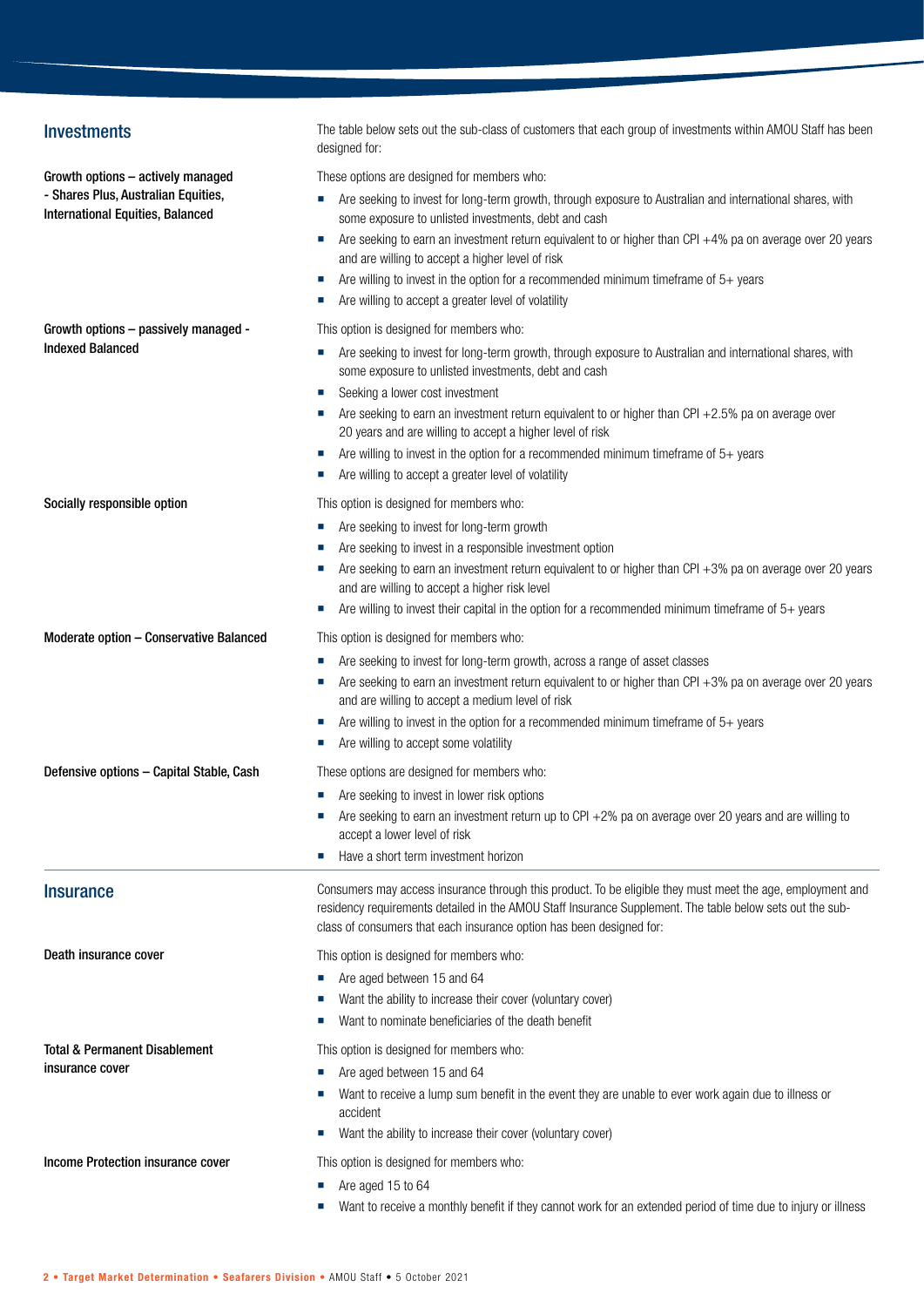## Investments

The table below sets out the sub-class of customers that each group of investments within AMOU Staff has been designed for:

**Growth options – actively managed - Shares Plus, Australian Equities, International Equities, Balanced**

These options are designed for members who:

- Are seeking to invest for long-term growth, through exposure to Australian and international shares, with some exposure to unlisted investments, debt and cash
- Are seeking to earn an investment return equivalent to or higher than CPI +4% pa on average over 20 years and are willing to accept a higher level of risk
- Are willing to invest in the option for a recommended minimum timeframe of 5+ years
- Are willing to accept a greater level of volatility

**Growth options – passively managed - Indexed Balanced**

This option is designed for members who:

- Are seeking to invest for long-term growth, through exposure to Australian and international shares, with some exposure to unlisted investments, debt and cash
- Seeking a lower cost investment
- Are seeking to earn an investment return equivalent to or higher than CPI +2.5% pa on average over 20 years and are willing to accept a higher level of risk
- Are willing to invest in the option for a recommended minimum timeframe of 5+ years
- Are willing to accept a greater level of volatility

**Socially responsible option**

This option is designed for members who:

- Are seeking to invest for long-term growth
- Are seeking to invest in a responsible investment option
- Are seeking to earn an investment return equivalent to or higher than CPI +3% pa on average over 20 years and are willing to accept a higher risk level
- Are willing to invest their capital in the option for a recommended minimum timeframe of 5+ years

**Moderate option – Conservative Balanced**

This option is designed for members who:

- Are seeking to invest for long-term growth, across a range of asset classes
- Are seeking to earn an investment return equivalent to or higher than CPI +3% pa on average over 20 years and are willing to accept a medium level of risk
- Are willing to invest in the option for a recommended minimum timeframe of 5+ years
- Are willing to accept some volatility

**Defensive options – Capital Stable, Cash**

These options are designed for members who:

- Are seeking to invest in lower risk options
- Are seeking to earn an investment return up to CPI +2% pa on average over 20 years and are willing to accept a lower level of risk
- Have a short term investment horizon

## Insurance

Consumers may access insurance through this product. To be eligible they must meet the age, employment and residency requirements detailed in the AMOU Staff Insurance Supplement. The table below sets out the sub-class of consumers that each insurance option has been designed for:

**Death insurance cover**

This option is designed for members who:

- Are aged between 15 and 64
- Want the ability to increase their cover (voluntary cover)
- Want to nominate beneficiaries of the death benefit

**Total & Permanent Disablement insurance cover**

This option is designed for members who:

- Are aged between 15 and 64
- Want to receive a lump sum benefit in the event they are unable to ever work again due to illness or accident
- Want the ability to increase their cover (voluntary cover)

**Income Protection insurance cover**

This option is designed for members who:

- Are aged 15 to 64
- Want to receive a monthly benefit if they cannot work for an extended period of time due to injury or illness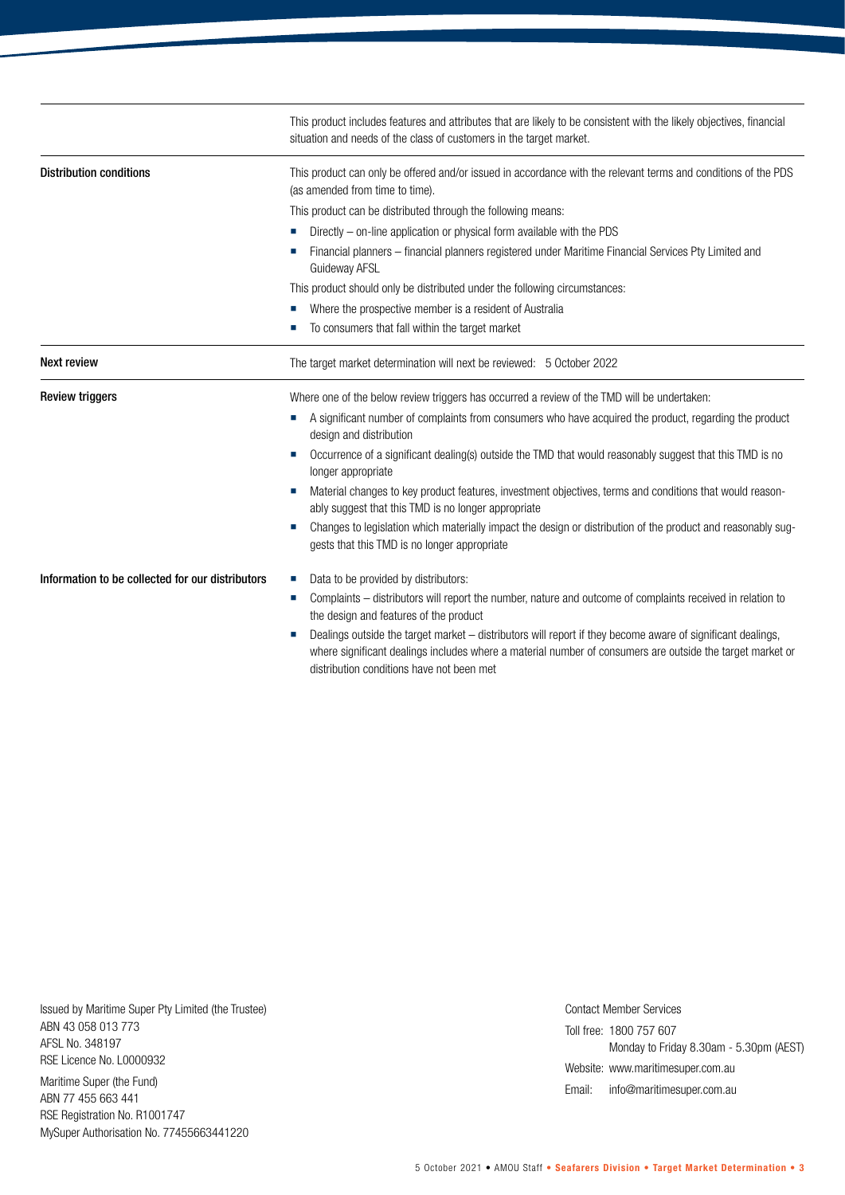| | |
|---|---|
| | This product includes features and attributes that are likely to be consistent with the likely objectives, financial situation and needs of the class of customers in the target market. |
| **Distribution conditions** | This product can only be offered and/or issued in accordance with the relevant terms and conditions of the PDS (as amended from time to time).<br>This product can be distributed through the following means:<br>▪ Directly – on-line application or physical form available with the PDS<br>▪ Financial planners – financial planners registered under Maritime Financial Services Pty Limited and Guideway AFSL<br>This product should only be distributed under the following circumstances:<br>▪ Where the prospective member is a resident of Australia<br>▪ To consumers that fall within the target market |
| **Next review** | The target market determination will next be reviewed: 5 October 2022 |
| **Review triggers** | Where one of the below review triggers has occurred a review of the TMD will be undertaken:<br>▪ A significant number of complaints from consumers who have acquired the product, regarding the product design and distribution<br>▪ Occurrence of a significant dealing(s) outside the TMD that would reasonably suggest that this TMD is no longer appropriate<br>▪ Material changes to key product features, investment objectives, terms and conditions that would reasonably suggest that this TMD is no longer appropriate<br>▪ Changes to legislation which materially impact the design or distribution of the product and reasonably suggests that this TMD is no longer appropriate |
| **Information to be collected for our distributors** | ▪ Data to be provided by distributors:<br>▪ Complaints – distributors will report the number, nature and outcome of complaints received in relation to the design and features of the product<br>▪ Dealings outside the target market – distributors will report if they become aware of significant dealings, where significant dealings includes where a material number of consumers are outside the target market or distribution conditions have not been met |

Issued by Maritime Super Pty Limited (the Trustee)
ABN 43 058 013 773
AFSL No. 348197
RSE Licence No. L0000932

Maritime Super (the Fund)
ABN 77 455 663 441
RSE Registration No. R1001747
MySuper Authorisation No. 77455663441220

Contact Member Services

Toll free: 1800 757 607
Monday to Friday 8.30am - 5.30pm (AEST)

Website: www.maritimesuper.com.au

Email: info@maritimesuper.com.au